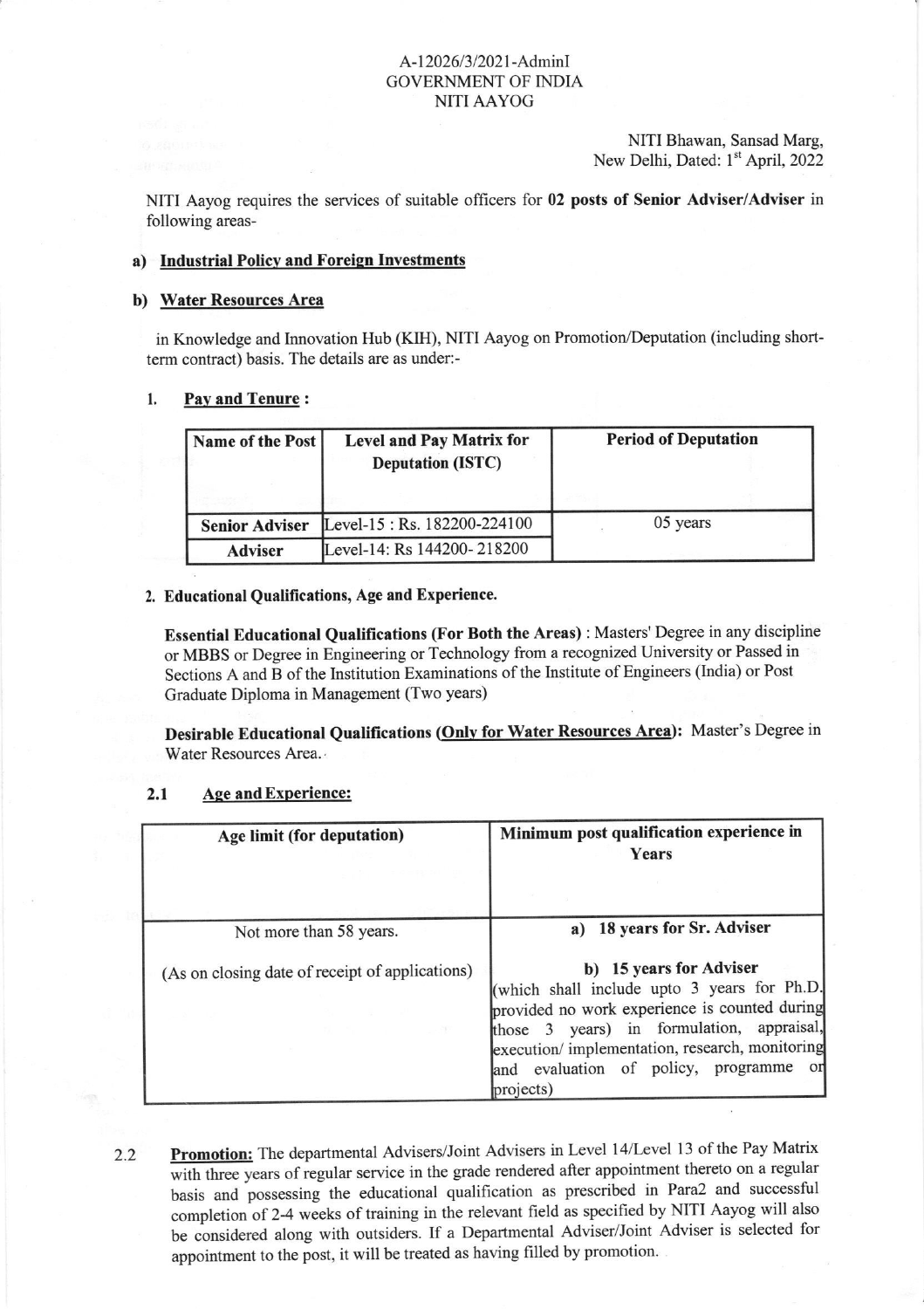A-12026/3/2021-AdminI
GOVERNMENT OF INDIA
NITI AAYOG

NITI Bhawan, Sansad Marg,
New Delhi, Dated: 1st April, 2022

NITI Aayog requires the services of suitable officers for **02 posts of Senior Adviser/Adviser** in following areas-

**a) Industrial Policy and Foreign Investments**

**b) Water Resources Area**

in Knowledge and Innovation Hub (KIH), NITI Aayog on Promotion/Deputation (including short-term contract) basis. The details are as under:-

**1. Pay and Tenure :**

| Name of the Post | Level and Pay Matrix for Deputation (ISTC) | Period of Deputation |
|---|---|---|
| **Senior Adviser** | Level-15 : Rs. 182200-224100 | 05 years |
| **Adviser** | Level-14: Rs 144200- 218200 | |

**2. Educational Qualifications, Age and Experience.**

**Essential Educational Qualifications (For Both the Areas)** : Masters' Degree in any discipline or MBBS or Degree in Engineering or Technology from a recognized University or Passed in Sections A and B of the Institution Examinations of the Institute of Engineers (India) or Post Graduate Diploma in Management (Two years)

**Desirable Educational Qualifications (Only for Water Resources Area):** Master's Degree in Water Resources Area.

**2.1 Age and Experience:**

| Age limit (for deputation) | Minimum post qualification experience in Years |
|---|---|
| Not more than 58 years.<br><br>(As on closing date of receipt of applications) | **a) 18 years for Sr. Adviser**<br><br>**b) 15 years for Adviser**<br>(which shall include upto 3 years for Ph.D. provided no work experience is counted during those 3 years) in formulation, appraisal, execution/ implementation, research, monitoring and evaluation of policy, programme or projects) |

2.2 **Promotion:** The departmental Advisers/Joint Advisers in Level 14/Level 13 of the Pay Matrix with three years of regular service in the grade rendered after appointment thereto on a regular basis and possessing the educational qualification as prescribed in Para2 and successful completion of 2-4 weeks of training in the relevant field as specified by NITI Aayog will also be considered along with outsiders. If a Departmental Adviser/Joint Adviser is selected for appointment to the post, it will be treated as having filled by promotion.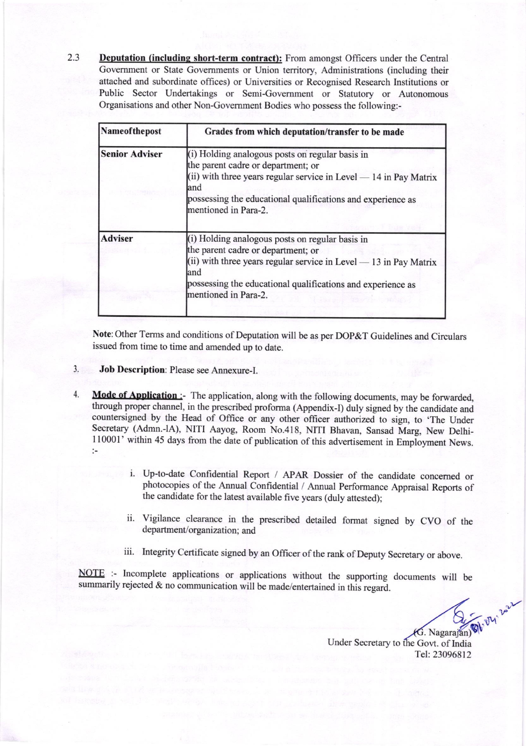2.3 **Deputation (including short-term contract):** From amongst Officers under the Central Government or State Governments or Union territory, Administrations (including their attached and subordinate offices) or Universities or Recognised Research Institutions or Public Sector Undertakings or Semi-Government or Statutory or Autonomous Organisations and other Non-Government Bodies who possess the following:-

| Nameofthepost | Grades from which deputation/transfer to be made |
|---|---|
| **Senior Adviser** | (i) Holding analogous posts on regular basis in the parent cadre or department; or<br>(ii) with three years regular service in Level — 14 in Pay Matrix and<br>possessing the educational qualifications and experience as mentioned in Para-2. |
| **Adviser** | (i) Holding analogous posts on regular basis in the parent cadre or department; or<br>(ii) with three years regular service in Level — 13 in Pay Matrix and<br>possessing the educational qualifications and experience as mentioned in Para-2. |

**Note**: Other Terms and conditions of Deputation will be as per DOP&T Guidelines and Circulars issued from time to time and amended up to date.

3. **Job Description**: Please see Annexure-I.

4. **Mode of Application :-** The application, along with the following documents, may be forwarded, through proper channel, in the prescribed proforma (Appendix-I) duly signed by the candidate and countersigned by the Head of Office or any other officer authorized to sign, to 'The Under Secretary (Admn.-IA), NITI Aayog, Room No.418, NITI Bhavan, Sansad Marg, New Delhi-110001' within 45 days from the date of publication of this advertisement in Employment News. :-

   i. Up-to-date Confidential Report / APAR Dossier of the candidate concerned or photocopies of the Annual Confidential / Annual Performance Appraisal Reports of the candidate for the latest available five years (duly attested);

   ii. Vigilance clearance in the prescribed detailed format signed by CVO of the department/organization; and

   iii. Integrity Certificate signed by an Officer of the rank of Deputy Secretary or above.

NOTE :- Incomplete applications or applications without the supporting documents will be summarily rejected & no communication will be made/entertained in this regard.

(G. Nagarajan) 01.04.2022
Under Secretary to the Govt. of India
Tel: 23096812